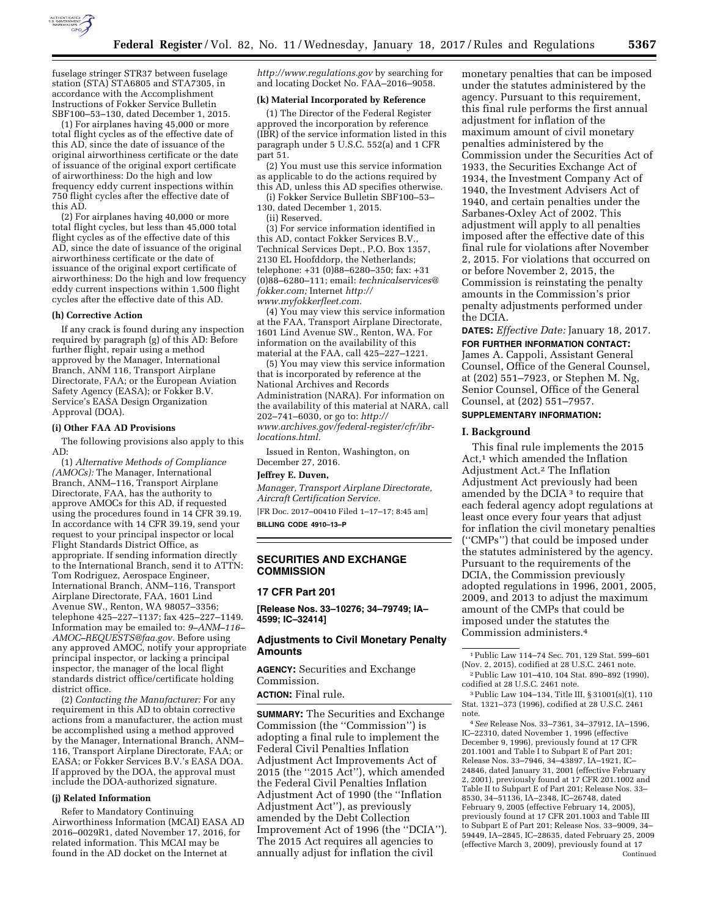fuselage stringer STR37 between fuselage station (STA) STA6805 and STA7305, in accordance with the Accomplishment Instructions of Fokker Service Bulletin SBF100–53–130, dated December 1, 2015.

(1) For airplanes having 45,000 or more total flight cycles as of the effective date of this AD, since the date of issuance of the original airworthiness certificate or the date of issuance of the original export certificate of airworthiness: Do the high and low frequency eddy current inspections within 750 flight cycles after the effective date of this AD.

(2) For airplanes having 40,000 or more total flight cycles, but less than 45,000 total flight cycles as of the effective date of this AD, since the date of issuance of the original airworthiness certificate or the date of issuance of the original export certificate of airworthiness: Do the high and low frequency eddy current inspections within 1,500 flight cycles after the effective date of this AD.

**(h) Corrective Action**

If any crack is found during any inspection required by paragraph (g) of this AD: Before further flight, repair using a method approved by the Manager, International Branch, ANM 116, Transport Airplane Directorate, FAA; or the European Aviation Safety Agency (EASA); or Fokker B.V. Service's EASA Design Organization Approval (DOA).

**(i) Other FAA AD Provisions**

The following provisions also apply to this AD:

(1) *Alternative Methods of Compliance (AMOCs):* The Manager, International Branch, ANM–116, Transport Airplane Directorate, FAA, has the authority to approve AMOCs for this AD, if requested using the procedures found in 14 CFR 39.19. In accordance with 14 CFR 39.19, send your request to your principal inspector or local Flight Standards District Office, as appropriate. If sending information directly to the International Branch, send it to ATTN: Tom Rodriguez, Aerospace Engineer, International Branch, ANM–116, Transport Airplane Directorate, FAA, 1601 Lind Avenue SW., Renton, WA 98057–3356; telephone 425–227–1137; fax 425–227–1149. Information may be emailed to: *9–ANM–116–AMOC–REQUESTS@faa.gov.* Before using any approved AMOC, notify your appropriate principal inspector, or lacking a principal inspector, the manager of the local flight standards district office/certificate holding district office.

(2) *Contacting the Manufacturer:* For any requirement in this AD to obtain corrective actions from a manufacturer, the action must be accomplished using a method approved by the Manager, International Branch, ANM–116, Transport Airplane Directorate, FAA; or EASA; or Fokker Services B.V.'s EASA DOA. If approved by the DOA, the approval must include the DOA-authorized signature.

**(j) Related Information**

Refer to Mandatory Continuing Airworthiness Information (MCAI) EASA AD 2016–0029R1, dated November 17, 2016, for related information. This MCAI may be found in the AD docket on the Internet at *http://www.regulations.gov* by searching for and locating Docket No. FAA–2016–9058.

**(k) Material Incorporated by Reference**

(1) The Director of the Federal Register approved the incorporation by reference (IBR) of the service information listed in this paragraph under 5 U.S.C. 552(a) and 1 CFR part 51.

(2) You must use this service information as applicable to do the actions required by this AD, unless this AD specifies otherwise.

(i) Fokker Service Bulletin SBF100–53–130, dated December 1, 2015.

(ii) Reserved.

(3) For service information identified in this AD, contact Fokker Services B.V., Technical Services Dept., P.O. Box 1357, 2130 EL Hoofddorp, the Netherlands; telephone: +31 (0)88–6280–350; fax: +31 (0)88–6280–111; email: *technicalservices@fokker.com;* Internet *http://www.myfokkerfleet.com.*

(4) You may view this service information at the FAA, Transport Airplane Directorate, 1601 Lind Avenue SW., Renton, WA. For information on the availability of this material at the FAA, call 425–227–1221.

(5) You may view this service information that is incorporated by reference at the National Archives and Records Administration (NARA). For information on the availability of this material at NARA, call 202–741–6030, or go to: *http://www.archives.gov/federal-register/cfr/ibr-locations.html.*

Issued in Renton, Washington, on December 27, 2016.

**Jeffrey E. Duven,**

*Manager, Transport Airplane Directorate, Aircraft Certification Service.*

[FR Doc. 2017–00410 Filed 1–17–17; 8:45 am]

**BILLING CODE 4910–13–P**

## SECURITIES AND EXCHANGE COMMISSION

### 17 CFR Part 201

**[Release Nos. 33–10276; 34–79749; IA–4599; IC–32414]**

### Adjustments to Civil Monetary Penalty Amounts

**AGENCY:** Securities and Exchange Commission.

**ACTION:** Final rule.

**SUMMARY:** The Securities and Exchange Commission (the "Commission") is adopting a final rule to implement the Federal Civil Penalties Inflation Adjustment Act Improvements Act of 2015 (the "2015 Act"), which amended the Federal Civil Penalties Inflation Adjustment Act of 1990 (the "Inflation Adjustment Act"), as previously amended by the Debt Collection Improvement Act of 1996 (the "DCIA"). The 2015 Act requires all agencies to annually adjust for inflation the civil monetary penalties that can be imposed under the statutes administered by the agency. Pursuant to this requirement, this final rule performs the first annual adjustment for inflation of the maximum amount of civil monetary penalties administered by the Commission under the Securities Act of 1933, the Securities Exchange Act of 1934, the Investment Company Act of 1940, the Investment Advisers Act of 1940, and certain penalties under the Sarbanes-Oxley Act of 2002. This adjustment will apply to all penalties imposed after the effective date of this final rule for violations after November 2, 2015. For violations that occurred on or before November 2, 2015, the Commission is reinstating the penalty amounts in the Commission's prior penalty adjustments performed under the DCIA.

**DATES:** *Effective Date:* January 18, 2017.

**FOR FURTHER INFORMATION CONTACT:** James A. Cappoli, Assistant General Counsel, Office of the General Counsel, at (202) 551–7923, or Stephen M. Ng, Senior Counsel, Office of the General Counsel, at (202) 551–7957.

**SUPPLEMENTARY INFORMATION:**

**I. Background**

This final rule implements the 2015 Act,[1] which amended the Inflation Adjustment Act.[2] The Inflation Adjustment Act previously had been amended by the DCIA[3] to require that each federal agency adopt regulations at least once every four years that adjust for inflation the civil monetary penalties ("CMPs") that could be imposed under the statutes administered by the agency. Pursuant to the requirements of the DCIA, the Commission previously adopted regulations in 1996, 2001, 2005, 2009, and 2013 to adjust the maximum amount of the CMPs that could be imposed under the statutes the Commission administers.[4]

[1] Public Law 114–74 Sec. 701, 129 Stat. 599–601 (Nov. 2, 2015), codified at 28 U.S.C. 2461 note.

[2] Public Law 101–410, 104 Stat. 890–892 (1990), codified at 28 U.S.C. 2461 note.

[3] Public Law 104–134, Title III, § 31001(s)(1), 110 Stat. 1321–373 (1996), codified at 28 U.S.C. 2461 note.

[4] *See* Release Nos. 33–7361, 34–37912, IA–1596, IC–22310, dated November 1, 1996 (effective December 9, 1996), previously found at 17 CFR 201.1001 and Table I to Subpart E of Part 201; Release Nos. 33–7946, 34–43897, IA–1921, IC–24846, dated January 31, 2001 (effective February 2, 2001), previously found at 17 CFR 201.1002 and Table II to Subpart E of Part 201; Release Nos. 33–8530, 34–51136, IA–2348, IC–26748, dated February 9, 2005 (effective February 14, 2005), previously found at 17 CFR 201.1003 and Table III to Subpart E of Part 201; Release Nos. 33–9009, 34–59449, IA–2845, IC–28635, dated February 25, 2009 (effective March 3, 2009), previously found at 17

Continued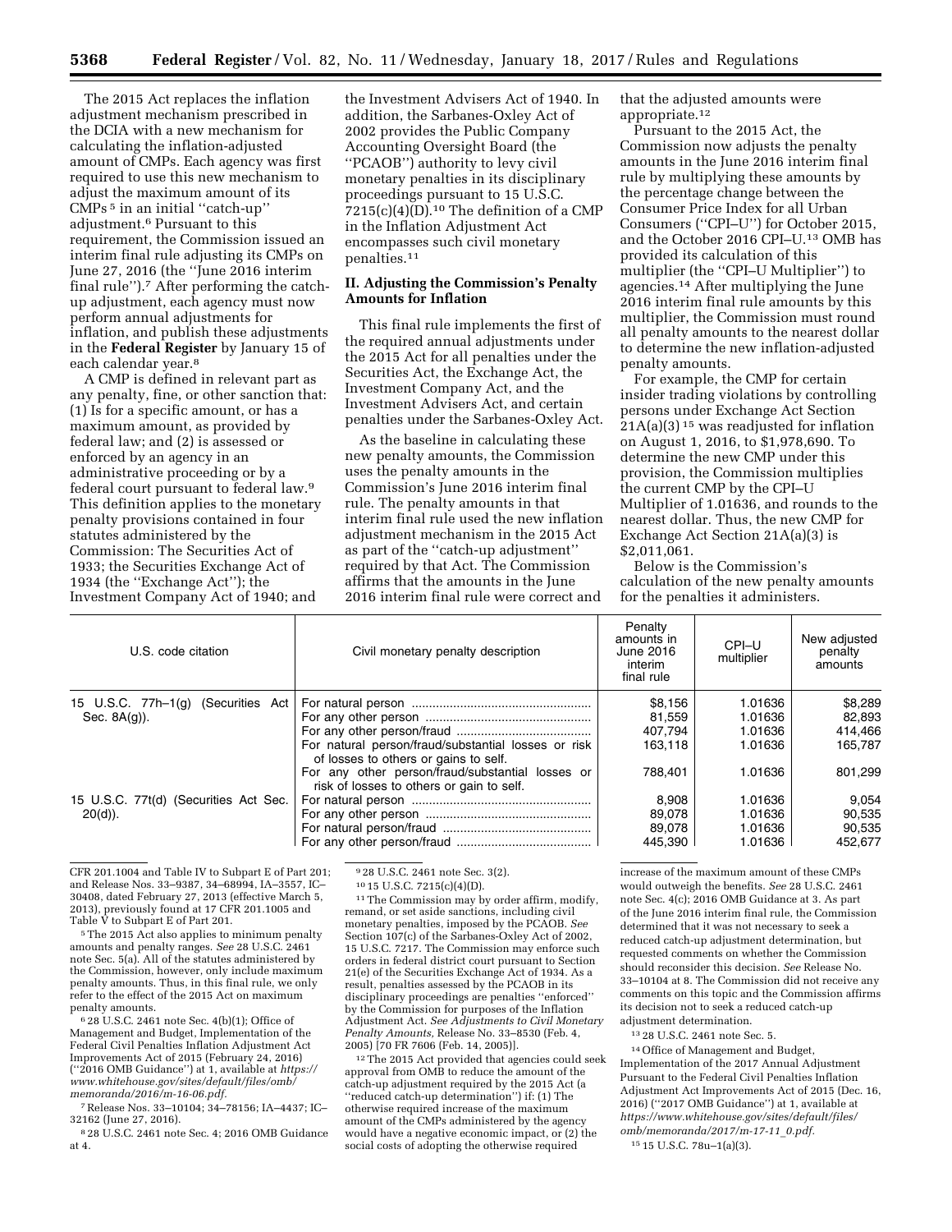The 2015 Act replaces the inflation adjustment mechanism prescribed in the DCIA with a new mechanism for calculating the inflation-adjusted amount of CMPs. Each agency was first required to use this new mechanism to adjust the maximum amount of its CMPs [5] in an initial "catch-up" adjustment.[6] Pursuant to this requirement, the Commission issued an interim final rule adjusting its CMPs on June 27, 2016 (the "June 2016 interim final rule").[7] After performing the catch-up adjustment, each agency must now perform annual adjustments for inflation, and publish these adjustments in the **Federal Register** by January 15 of each calendar year.[8]

A CMP is defined in relevant part as any penalty, fine, or other sanction that: (1) Is for a specific amount, or has a maximum amount, as provided by federal law; and (2) is assessed or enforced by an agency in an administrative proceeding or by a federal court pursuant to federal law.[9] This definition applies to the monetary penalty provisions contained in four statutes administered by the Commission: The Securities Act of 1933; the Securities Exchange Act of 1934 (the "Exchange Act"); the Investment Company Act of 1940; and the Investment Advisers Act of 1940. In addition, the Sarbanes-Oxley Act of 2002 provides the Public Company Accounting Oversight Board (the "PCAOB") authority to levy civil monetary penalties in its disciplinary proceedings pursuant to 15 U.S.C. 7215(c)(4)(D).[10] The definition of a CMP in the Inflation Adjustment Act encompasses such civil monetary penalties.[11]

## II. Adjusting the Commission's Penalty Amounts for Inflation

This final rule implements the first of the required annual adjustments under the 2015 Act for all penalties under the Securities Act, the Exchange Act, the Investment Company Act, and the Investment Advisers Act, and certain penalties under the Sarbanes-Oxley Act.

As the baseline in calculating these new penalty amounts, the Commission uses the penalty amounts in the Commission's June 2016 interim final rule. The penalty amounts in that interim final rule used the new inflation adjustment mechanism in the 2015 Act as part of the "catch-up adjustment" required by that Act. The Commission affirms that the amounts in the June 2016 interim final rule were correct and that the adjusted amounts were appropriate.[12]

Pursuant to the 2015 Act, the Commission now adjusts the penalty amounts in the June 2016 interim final rule by multiplying these amounts by the percentage change between the Consumer Price Index for all Urban Consumers ("CPI–U") for October 2015, and the October 2016 CPI–U.[13] OMB has provided its calculation of this multiplier (the "CPI–U Multiplier") to agencies.[14] After multiplying the June 2016 interim final rule amounts by this multiplier, the Commission must round all penalty amounts to the nearest dollar to determine the new inflation-adjusted penalty amounts.

For example, the CMP for certain insider trading violations by controlling persons under Exchange Act Section 21A(a)(3) [15] was readjusted for inflation on August 1, 2016, to $1,978,690. To determine the new CMP under this provision, the Commission multiplies the current CMP by the CPI–U Multiplier of 1.01636, and rounds to the nearest dollar. Thus, the new CMP for Exchange Act Section 21A(a)(3) is $2,011,061.

Below is the Commission's calculation of the new penalty amounts for the penalties it administers.

| U.S. code citation | Civil monetary penalty description | Penalty amounts in June 2016 interim final rule | CPI–U multiplier | New adjusted penalty amounts |
|---|---|---|---|---|
| 15 U.S.C. 77h–1(g) (Securities Act Sec. 8A(g)). | For natural person | $8,156 | 1.01636 | $8,289 |
| | For any other person | 81,559 | 1.01636 | 82,893 |
| | For any other person/fraud | 407,794 | 1.01636 | 414,466 |
| | For natural person/fraud/substantial losses or risk of losses to others or gains to self. | 163,118 | 1.01636 | 165,787 |
| | For any other person/fraud/substantial losses or risk of losses to others or gain to self. | 788,401 | 1.01636 | 801,299 |
| 15 U.S.C. 77t(d) (Securities Act Sec. 20(d)). | For natural person | 8,908 | 1.01636 | 9,054 |
| | For any other person | 89,078 | 1.01636 | 90,535 |
| | For natural person/fraud | 89,078 | 1.01636 | 90,535 |
| | For any other person/fraud | 445,390 | 1.01636 | 452,677 |

CFR 201.1004 and Table IV to Subpart E of Part 201; and Release Nos. 33–9387, 34–68994, IA–3557, IC–30408, dated February 27, 2013 (effective March 5, 2013), previously found at 17 CFR 201.1005 and Table V to Subpart E of Part 201.

[5] The 2015 Act also applies to minimum penalty amounts and penalty ranges. *See* 28 U.S.C. 2461 note Sec. 5(a). All of the statutes administered by the Commission, however, only include maximum penalty amounts. Thus, in this final rule, we only refer to the effect of the 2015 Act on maximum penalty amounts.

[6] 28 U.S.C. 2461 note Sec. 4(b)(1); Office of Management and Budget, Implementation of the Federal Civil Penalties Inflation Adjustment Act Improvements Act of 2015 (February 24, 2016) ("2016 OMB Guidance") at 1, available at *https://www.whitehouse.gov/sites/default/files/omb/memoranda/2016/m-16-06.pdf.*

[7] Release Nos. 33–10104; 34–78156; IA–4437; IC–32162 (June 27, 2016).

[8] 28 U.S.C. 2461 note Sec. 4; 2016 OMB Guidance at 4.

[9] 28 U.S.C. 2461 note Sec. 3(2).

[10] 15 U.S.C. 7215(c)(4)(D).

[11] The Commission may by order affirm, modify, remand, or set aside sanctions, including civil monetary penalties, imposed by the PCAOB. *See* Section 107(c) of the Sarbanes-Oxley Act of 2002, 15 U.S.C. 7217. The Commission may enforce such orders in federal district court pursuant to Section 21(e) of the Securities Exchange Act of 1934. As a result, penalties assessed by the PCAOB in its disciplinary proceedings are penalties "enforced" by the Commission for purposes of the Inflation Adjustment Act. *See Adjustments to Civil Monetary Penalty Amounts,* Release No. 33–8530 (Feb. 4, 2005) [70 FR 7606 (Feb. 14, 2005)].

[12] The 2015 Act provided that agencies could seek approval from OMB to reduce the amount of the catch-up adjustment required by the 2015 Act (a "reduced catch-up determination") if: (1) The otherwise required increase of the maximum amount of the CMPs administered by the agency would have a negative economic impact, or (2) the social costs of adopting the otherwise required increase of the maximum amount of these CMPs would outweigh the benefits. *See* 28 U.S.C. 2461 note Sec. 4(c); 2016 OMB Guidance at 3. As part of the June 2016 interim final rule, the Commission determined that it was not necessary to seek a reduced catch-up adjustment determination, but requested comments on whether the Commission should reconsider this decision. *See* Release No. 33–10104 at 8. The Commission did not receive any comments on this topic and the Commission affirms its decision not to seek a reduced catch-up adjustment determination.

[13] 28 U.S.C. 2461 note Sec. 5.

[14] Office of Management and Budget, Implementation of the 2017 Annual Adjustment Pursuant to the Federal Civil Penalties Inflation Adjustment Act Improvements Act of 2015 (Dec. 16, 2016) ("2017 OMB Guidance") at 1, available at *https://www.whitehouse.gov/sites/default/files/omb/memoranda/2017/m-17-11_0.pdf.*

[15] 15 U.S.C. 78u–1(a)(3).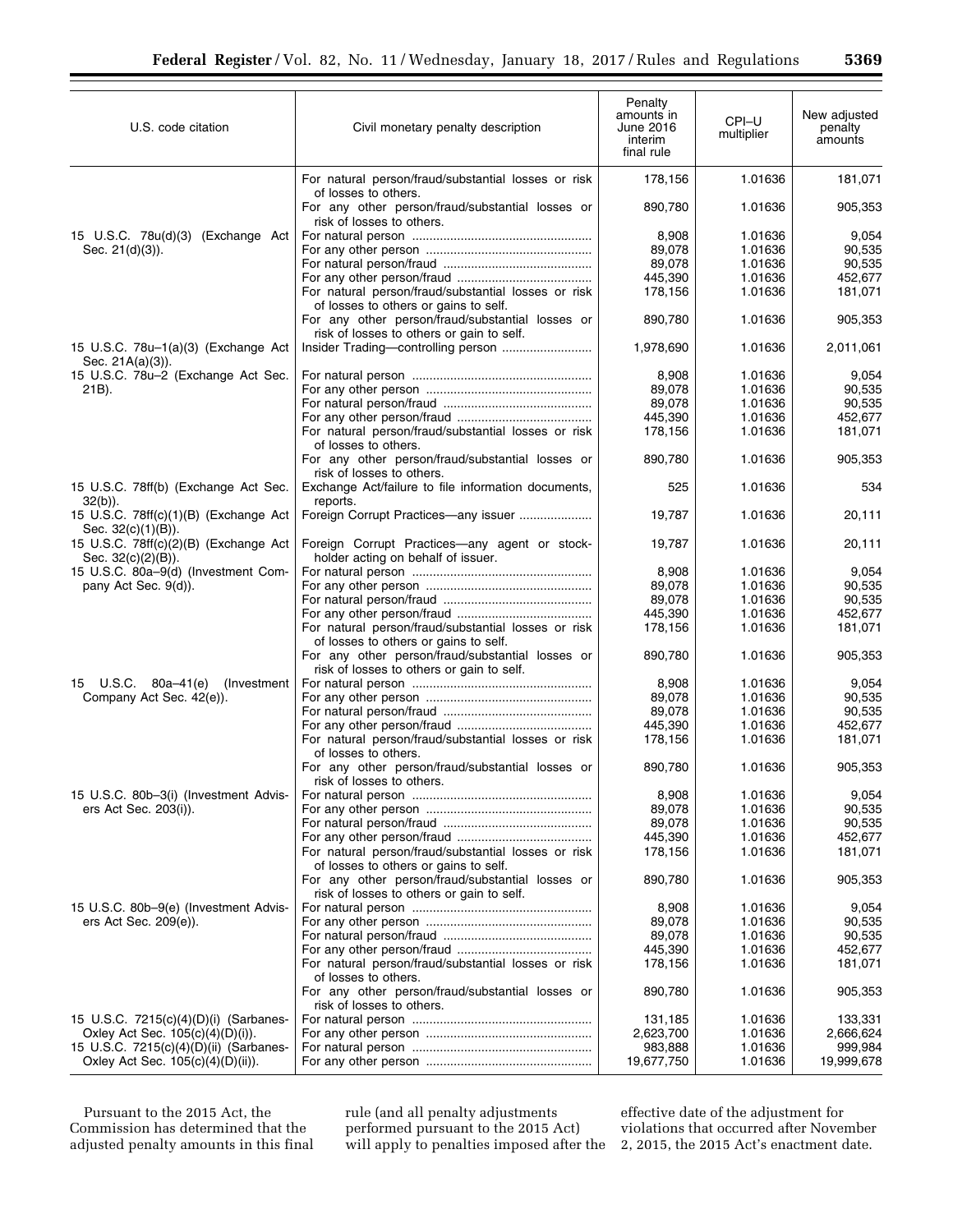| U.S. code citation | Civil monetary penalty description | Penalty amounts in June 2016 interim final rule | CPI–U multiplier | New adjusted penalty amounts |
|---|---|---|---|---|
| | For natural person/fraud/substantial losses or risk of losses to others. | 178,156 | 1.01636 | 181,071 |
| | For any other person/fraud/substantial losses or risk of losses to others. | 890,780 | 1.01636 | 905,353 |
| 15 U.S.C. 78u(d)(3) (Exchange Act Sec. 21(d)(3)). | For natural person | 8,908 | 1.01636 | 9,054 |
| | For any other person | 89,078 | 1.01636 | 90,535 |
| | For natural person/fraud | 89,078 | 1.01636 | 90,535 |
| | For any other person/fraud | 445,390 | 1.01636 | 452,677 |
| | For natural person/fraud/substantial losses or risk of losses to others or gains to self. | 178,156 | 1.01636 | 181,071 |
| | For any other person/fraud/substantial losses or risk of losses to others or gain to self. | 890,780 | 1.01636 | 905,353 |
| 15 U.S.C. 78u–1(a)(3) (Exchange Act Sec. 21A(a)(3)). | Insider Trading—controlling person | 1,978,690 | 1.01636 | 2,011,061 |
| 15 U.S.C. 78u–2 (Exchange Act Sec. 21B). | For natural person | 8,908 | 1.01636 | 9,054 |
| | For any other person | 89,078 | 1.01636 | 90,535 |
| | For natural person/fraud | 89,078 | 1.01636 | 90,535 |
| | For any other person/fraud | 445,390 | 1.01636 | 452,677 |
| | For natural person/fraud/substantial losses or risk of losses to others. | 178,156 | 1.01636 | 181,071 |
| | For any other person/fraud/substantial losses or risk of losses to others. | 890,780 | 1.01636 | 905,353 |
| 15 U.S.C. 78ff(b) (Exchange Act Sec. 32(b)). | Exchange Act/failure to file information documents, reports. | 525 | 1.01636 | 534 |
| 15 U.S.C. 78ff(c)(1)(B) (Exchange Act Sec. 32(c)(1)(B)). | Foreign Corrupt Practices—any issuer | 19,787 | 1.01636 | 20,111 |
| 15 U.S.C. 78ff(c)(2)(B) (Exchange Act Sec. 32(c)(2)(B)). | Foreign Corrupt Practices—any agent or stockholder acting on behalf of issuer. | 19,787 | 1.01636 | 20,111 |
| 15 U.S.C. 80a–9(d) (Investment Company Act Sec. 9(d)). | For natural person | 8,908 | 1.01636 | 9,054 |
| | For any other person | 89,078 | 1.01636 | 90,535 |
| | For natural person/fraud | 89,078 | 1.01636 | 90,535 |
| | For any other person/fraud | 445,390 | 1.01636 | 452,677 |
| | For natural person/fraud/substantial losses or risk of losses to others or gains to self. | 178,156 | 1.01636 | 181,071 |
| | For any other person/fraud/substantial losses or risk of losses to others or gain to self. | 890,780 | 1.01636 | 905,353 |
| 15 U.S.C. 80a–41(e) (Investment Company Act Sec. 42(e)). | For natural person | 8,908 | 1.01636 | 9,054 |
| | For any other person | 89,078 | 1.01636 | 90,535 |
| | For natural person/fraud | 89,078 | 1.01636 | 90,535 |
| | For any other person/fraud | 445,390 | 1.01636 | 452,677 |
| | For natural person/fraud/substantial losses or risk of losses to others. | 178,156 | 1.01636 | 181,071 |
| | For any other person/fraud/substantial losses or risk of losses to others. | 890,780 | 1.01636 | 905,353 |
| 15 U.S.C. 80b–3(i) (Investment Advisers Act Sec. 203(i)). | For natural person | 8,908 | 1.01636 | 9,054 |
| | For any other person | 89,078 | 1.01636 | 90,535 |
| | For natural person/fraud | 89,078 | 1.01636 | 90,535 |
| | For any other person/fraud | 445,390 | 1.01636 | 452,677 |
| | For natural person/fraud/substantial losses or risk of losses to others or gains to self. | 178,156 | 1.01636 | 181,071 |
| | For any other person/fraud/substantial losses or risk of losses to others or gain to self. | 890,780 | 1.01636 | 905,353 |
| 15 U.S.C. 80b–9(e) (Investment Advisers Act Sec. 209(e)). | For natural person | 8,908 | 1.01636 | 9,054 |
| | For any other person | 89,078 | 1.01636 | 90,535 |
| | For natural person/fraud | 89,078 | 1.01636 | 90,535 |
| | For any other person/fraud | 445,390 | 1.01636 | 452,677 |
| | For natural person/fraud/substantial losses or risk of losses to others. | 178,156 | 1.01636 | 181,071 |
| | For any other person/fraud/substantial losses or risk of losses to others. | 890,780 | 1.01636 | 905,353 |
| 15 U.S.C. 7215(c)(4)(D)(i) (Sarbanes-Oxley Act Sec. 105(c)(4)(D)(i)). | For natural person | 131,185 | 1.01636 | 133,331 |
| | For any other person | 2,623,700 | 1.01636 | 2,666,624 |
| 15 U.S.C. 7215(c)(4)(D)(ii) (Sarbanes-Oxley Act Sec. 105(c)(4)(D)(ii)). | For natural person | 983,888 | 1.01636 | 999,984 |
| | For any other person | 19,677,750 | 1.01636 | 19,999,678 |

Pursuant to the 2015 Act, the Commission has determined that the adjusted penalty amounts in this final rule (and all penalty adjustments performed pursuant to the 2015 Act) will apply to penalties imposed after the effective date of the adjustment for violations that occurred after November 2, 2015, the 2015 Act's enactment date.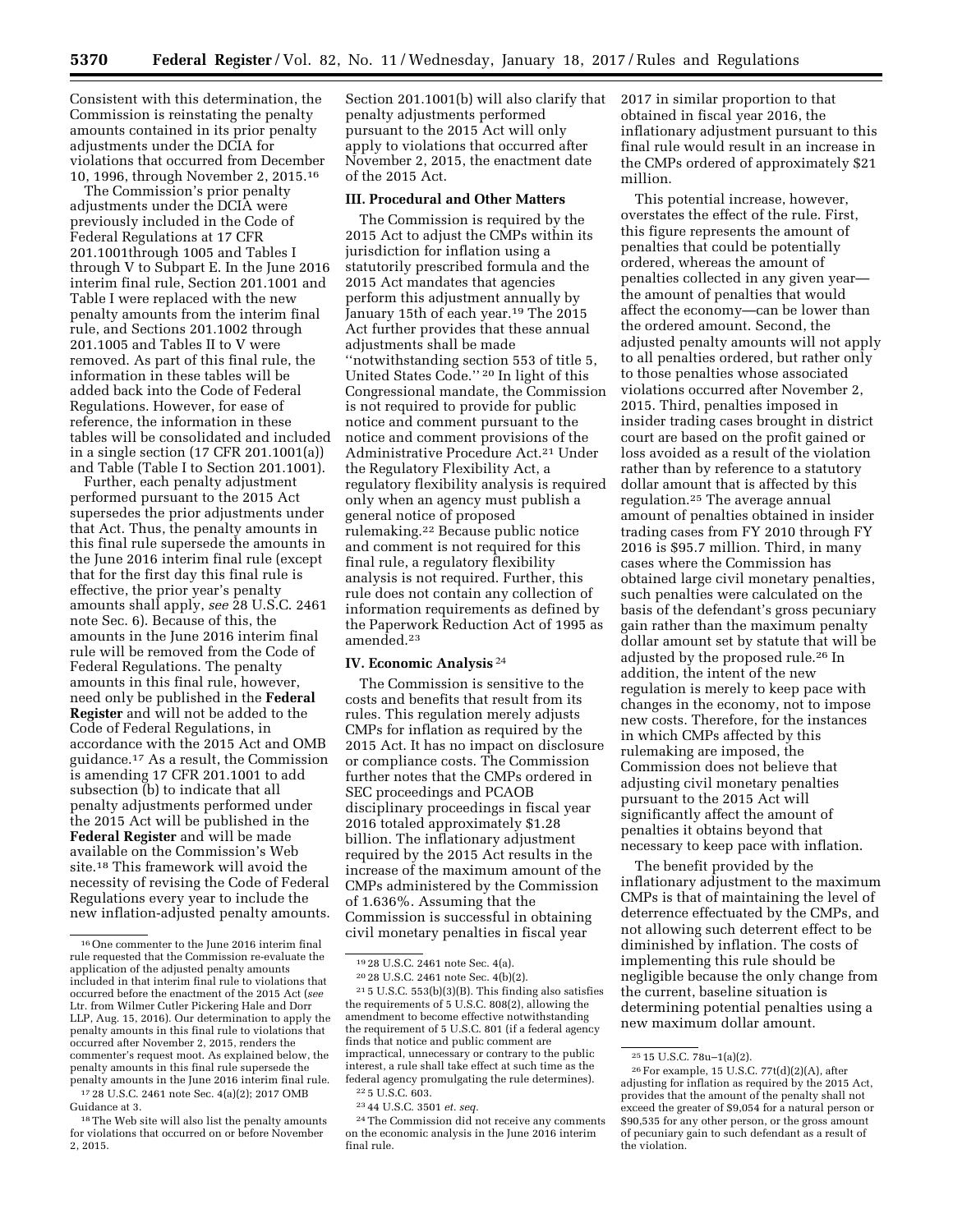Consistent with this determination, the Commission is reinstating the penalty amounts contained in its prior penalty adjustments under the DCIA for violations that occurred from December 10, 1996, through November 2, 2015.[16]

The Commission's prior penalty adjustments under the DCIA were previously included in the Code of Federal Regulations at 17 CFR 201.1001through 1005 and Tables I through V to Subpart E. In the June 2016 interim final rule, Section 201.1001 and Table I were replaced with the new penalty amounts from the interim final rule, and Sections 201.1002 through 201.1005 and Tables II to V were removed. As part of this final rule, the information in these tables will be added back into the Code of Federal Regulations. However, for ease of reference, the information in these tables will be consolidated and included in a single section (17 CFR 201.1001(a)) and Table (Table I to Section 201.1001).

Further, each penalty adjustment performed pursuant to the 2015 Act supersedes the prior adjustments under that Act. Thus, the penalty amounts in this final rule supersede the amounts in the June 2016 interim final rule (except that for the first day this final rule is effective, the prior year's penalty amounts shall apply, *see* 28 U.S.C. 2461 note Sec. 6). Because of this, the amounts in the June 2016 interim final rule will be removed from the Code of Federal Regulations. The penalty amounts in this final rule, however, need only be published in the **Federal Register** and will not be added to the Code of Federal Regulations, in accordance with the 2015 Act and OMB guidance.[17] As a result, the Commission is amending 17 CFR 201.1001 to add subsection (b) to indicate that all penalty adjustments performed under the 2015 Act will be published in the **Federal Register** and will be made available on the Commission's Web site.[18] This framework will avoid the necessity of revising the Code of Federal Regulations every year to include the new inflation-adjusted penalty amounts. Section 201.1001(b) will also clarify that penalty adjustments performed pursuant to the 2015 Act will only apply to violations that occurred after November 2, 2015, the enactment date of the 2015 Act.

## III. Procedural and Other Matters

The Commission is required by the 2015 Act to adjust the CMPs within its jurisdiction for inflation using a statutorily prescribed formula and the 2015 Act mandates that agencies perform this adjustment annually by January 15th of each year.[19] The 2015 Act further provides that these annual adjustments shall be made "notwithstanding section 553 of title 5, United States Code."[20] In light of this Congressional mandate, the Commission is not required to provide for public notice and comment pursuant to the notice and comment provisions of the Administrative Procedure Act.[21] Under the Regulatory Flexibility Act, a regulatory flexibility analysis is required only when an agency must publish a general notice of proposed rulemaking.[22] Because public notice and comment is not required for this final rule, a regulatory flexibility analysis is not required. Further, this rule does not contain any collection of information requirements as defined by the Paperwork Reduction Act of 1995 as amended.[23]

## IV. Economic Analysis[24]

The Commission is sensitive to the costs and benefits that result from its rules. This regulation merely adjusts CMPs for inflation as required by the 2015 Act. It has no impact on disclosure or compliance costs. The Commission further notes that the CMPs ordered in SEC proceedings and PCAOB disciplinary proceedings in fiscal year 2016 totaled approximately $1.28 billion. The inflationary adjustment required by the 2015 Act results in the increase of the maximum amount of the CMPs administered by the Commission of 1.636%. Assuming that the Commission is successful in obtaining civil monetary penalties in fiscal year 2017 in similar proportion to that obtained in fiscal year 2016, the inflationary adjustment pursuant to this final rule would result in an increase in the CMPs ordered of approximately $21 million.

This potential increase, however, overstates the effect of the rule. First, this figure represents the amount of penalties that could be potentially ordered, whereas the amount of penalties collected in any given year—the amount of penalties that would affect the economy—can be lower than the ordered amount. Second, the adjusted penalty amounts will not apply to all penalties ordered, but rather only to those penalties whose associated violations occurred after November 2, 2015. Third, penalties imposed in insider trading cases brought in district court are based on the profit gained or loss avoided as a result of the violation rather than by reference to a statutory dollar amount that is affected by this regulation.[25] The average annual amount of penalties obtained in insider trading cases from FY 2010 through FY 2016 is $95.7 million. Third, in many cases where the Commission has obtained large civil monetary penalties, such penalties were calculated on the basis of the defendant's gross pecuniary gain rather than the maximum penalty dollar amount set by statute that will be adjusted by the proposed rule.[26] In addition, the intent of the new regulation is merely to keep pace with changes in the economy, not to impose new costs. Therefore, for the instances in which CMPs affected by this rulemaking are imposed, the Commission does not believe that adjusting civil monetary penalties pursuant to the 2015 Act will significantly affect the amount of penalties it obtains beyond that necessary to keep pace with inflation.

The benefit provided by the inflationary adjustment to the maximum CMPs is that of maintaining the level of deterrence effectuated by the CMPs, and not allowing such deterrent effect to be diminished by inflation. The costs of implementing this rule should be negligible because the only change from the current, baseline situation is determining potential penalties using a new maximum dollar amount.

---

[16] One commenter to the June 2016 interim final rule requested that the Commission re-evaluate the application of the adjusted penalty amounts included in that interim final rule to violations that occurred before the enactment of the 2015 Act (*see* Ltr. from Wilmer Cutler Pickering Hale and Dorr LLP, Aug. 15, 2016). Our determination to apply the penalty amounts in this final rule to violations that occurred after November 2, 2015, renders the commenter's request moot. As explained below, the penalty amounts in this final rule supersede the penalty amounts in the June 2016 interim final rule.

[17] 28 U.S.C. 2461 note Sec. 4(a)(2); 2017 OMB Guidance at 3.

[18] The Web site will also list the penalty amounts for violations that occurred on or before November 2, 2015.

[19] 28 U.S.C. 2461 note Sec. 4(a).

[20] 28 U.S.C. 2461 note Sec. 4(b)(2).

[21] 5 U.S.C. 553(b)(3)(B). This finding also satisfies the requirements of 5 U.S.C. 808(2), allowing the amendment to become effective notwithstanding the requirement of 5 U.S.C. 801 (if a federal agency finds that notice and public comment are impractical, unnecessary or contrary to the public interest, a rule shall take effect at such time as the federal agency promulgating the rule determines).

[22] 5 U.S.C. 603.

[23] 44 U.S.C. 3501 *et. seq.*

[24] The Commission did not receive any comments on the economic analysis in the June 2016 interim final rule.

[25] 15 U.S.C. 78u–1(a)(2).

[26] For example, 15 U.S.C. 77t(d)(2)(A), after adjusting for inflation as required by the 2015 Act, provides that the amount of the penalty shall not exceed the greater of $9,054 for a natural person or $90,535 for any other person, or the gross amount of pecuniary gain to such defendant as a result of the violation.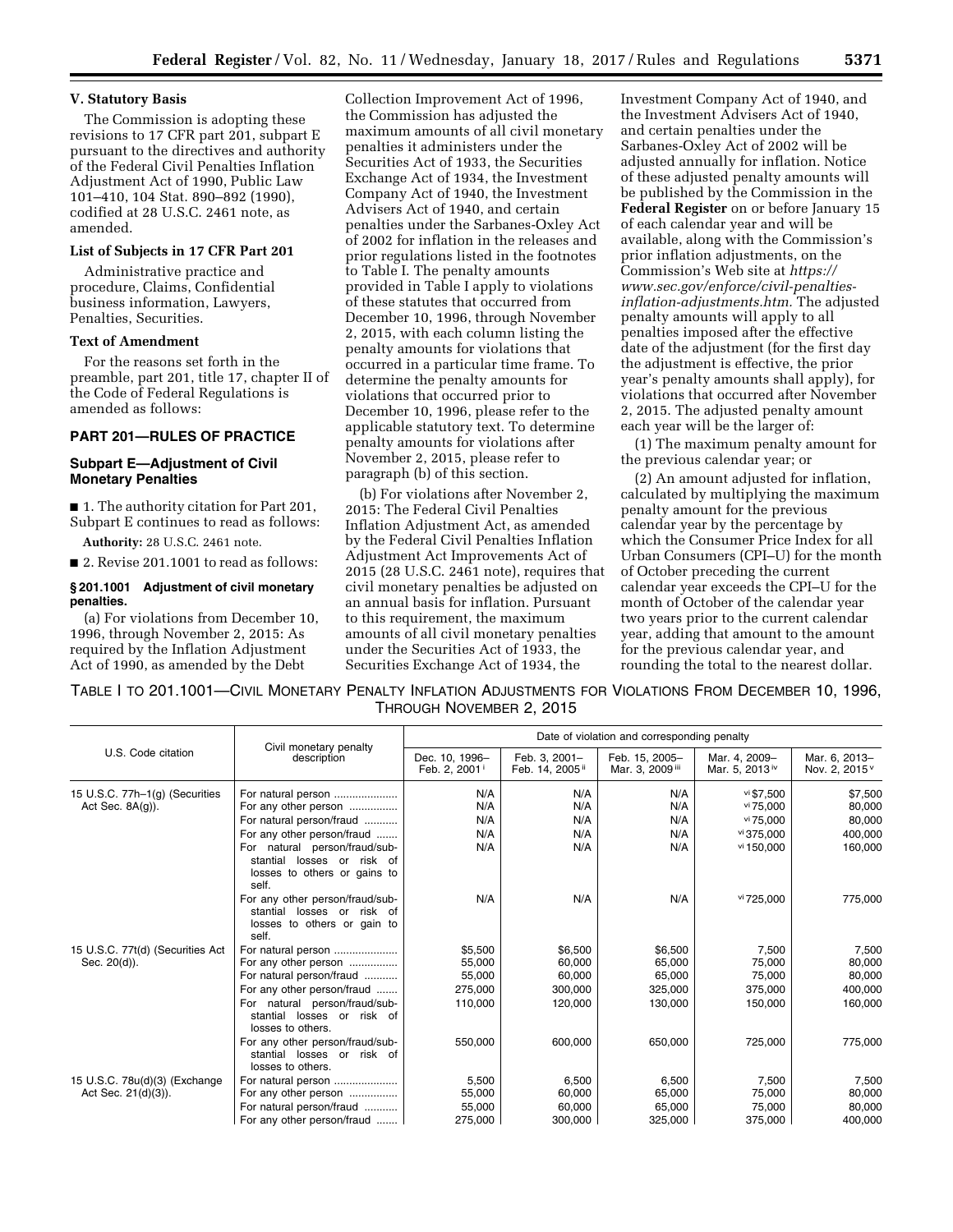### V. Statutory Basis

The Commission is adopting these revisions to 17 CFR part 201, subpart E pursuant to the directives and authority of the Federal Civil Penalties Inflation Adjustment Act of 1990, Public Law 101–410, 104 Stat. 890–892 (1990), codified at 28 U.S.C. 2461 note, as amended.

#### List of Subjects in 17 CFR Part 201

Administrative practice and procedure, Claims, Confidential business information, Lawyers, Penalties, Securities.

#### Text of Amendment

For the reasons set forth in the preamble, part 201, title 17, chapter II of the Code of Federal Regulations is amended as follows:

## PART 201—RULES OF PRACTICE

### Subpart E—Adjustment of Civil Monetary Penalties

■ 1. The authority citation for Part 201, Subpart E continues to read as follows:

**Authority:** 28 U.S.C. 2461 note.

■ 2. Revise 201.1001 to read as follows:

#### § 201.1001 Adjustment of civil monetary penalties.

(a) For violations from December 10, 1996, through November 2, 2015: As required by the Inflation Adjustment Act of 1990, as amended by the Debt Collection Improvement Act of 1996, the Commission has adjusted the maximum amounts of all civil monetary penalties it administers under the Securities Act of 1933, the Securities Exchange Act of 1934, the Investment Company Act of 1940, the Investment Advisers Act of 1940, and certain penalties under the Sarbanes-Oxley Act of 2002 for inflation in the releases and prior regulations listed in the footnotes to Table I. The penalty amounts provided in Table I apply to violations of these statutes that occurred from December 10, 1996, through November 2, 2015, with each column listing the penalty amounts for violations that occurred in a particular time frame. To determine the penalty amounts for violations that occurred prior to December 10, 1996, please refer to the applicable statutory text. To determine penalty amounts for violations after November 2, 2015, please refer to paragraph (b) of this section.

(b) For violations after November 2, 2015: The Federal Civil Penalties Inflation Adjustment Act, as amended by the Federal Civil Penalties Inflation Adjustment Act Improvements Act of 2015 (28 U.S.C. 2461 note), requires that civil monetary penalties be adjusted on an annual basis for inflation. Pursuant to this requirement, the maximum amounts of all civil monetary penalties under the Securities Act of 1933, the Securities Exchange Act of 1934, the Investment Company Act of 1940, and the Investment Advisers Act of 1940, and certain penalties under the Sarbanes-Oxley Act of 2002 will be adjusted annually for inflation. Notice of these adjusted penalty amounts will be published by the Commission in the **Federal Register** on or before January 15 of each calendar year and will be available, along with the Commission's prior inflation adjustments, on the Commission's Web site at *https://www.sec.gov/enforce/civil-penalties-inflation-adjustments.htm*. The adjusted penalty amounts will apply to all penalties imposed after the effective date of the adjustment (for the first day the adjustment is effective, the prior year's penalty amounts shall apply), for violations that occurred after November 2, 2015. The adjusted penalty amount each year will be the larger of:

(1) The maximum penalty amount for the previous calendar year; or

(2) An amount adjusted for inflation, calculated by multiplying the maximum penalty amount for the previous calendar year by the percentage by which the Consumer Price Index for all Urban Consumers (CPI–U) for the month of October preceding the current calendar year exceeds the CPI–U for the month of October of the calendar year two years prior to the current calendar year, adding that amount to the amount for the previous calendar year, and rounding the total to the nearest dollar.

TABLE I TO 201.1001—CIVIL MONETARY PENALTY INFLATION ADJUSTMENTS FOR VIOLATIONS FROM DECEMBER 10, 1996, THROUGH NOVEMBER 2, 2015

| U.S. Code citation | Civil monetary penalty description | Date of violation and corresponding penalty | | | | |
|---|---|---|---|---|---|---|
| | | Dec. 10, 1996–Feb. 2, 2001 [i] | Feb. 3, 2001–Feb. 14, 2005 [ii] | Feb. 15, 2005–Mar. 3, 2009 [iii] | Mar. 4, 2009–Mar. 5, 2013 [iv] | Mar. 6, 2013–Nov. 2, 2015 [v] |
| 15 U.S.C. 77h–1(g) (Securities Act Sec. 8A(g)). | For natural person | N/A | N/A | N/A | [vi] $7,500 | $7,500 |
| | For any other person | N/A | N/A | N/A | [vi] 75,000 | 80,000 |
| | For natural person/fraud | N/A | N/A | N/A | [vi] 75,000 | 80,000 |
| | For any other person/fraud | N/A | N/A | N/A | [vi] 375,000 | 400,000 |
| | For natural person/fraud/substantial losses or risk of losses to others or gains to self. | N/A | N/A | N/A | [vi] 150,000 | 160,000 |
| | For any other person/fraud/substantial losses or risk of losses to others or gain to self. | N/A | N/A | N/A | [vi] 725,000 | 775,000 |
| 15 U.S.C. 77t(d) (Securities Act Sec. 20(d)). | For natural person | $5,500 | $6,500 | $6,500 | 7,500 | 7,500 |
| | For any other person | 55,000 | 60,000 | 65,000 | 75,000 | 80,000 |
| | For natural person/fraud | 55,000 | 60,000 | 65,000 | 75,000 | 80,000 |
| | For any other person/fraud | 275,000 | 300,000 | 325,000 | 375,000 | 400,000 |
| | For natural person/fraud/substantial losses or risk of losses to others. | 110,000 | 120,000 | 130,000 | 150,000 | 160,000 |
| | For any other person/fraud/substantial losses or risk of losses to others. | 550,000 | 600,000 | 650,000 | 725,000 | 775,000 |
| 15 U.S.C. 78u(d)(3) (Exchange Act Sec. 21(d)(3)). | For natural person | 5,500 | 6,500 | 6,500 | 7,500 | 7,500 |
| | For any other person | 55,000 | 60,000 | 65,000 | 75,000 | 80,000 |
| | For natural person/fraud | 55,000 | 60,000 | 65,000 | 75,000 | 80,000 |
| | For any other person/fraud | 275,000 | 300,000 | 325,000 | 375,000 | 400,000 |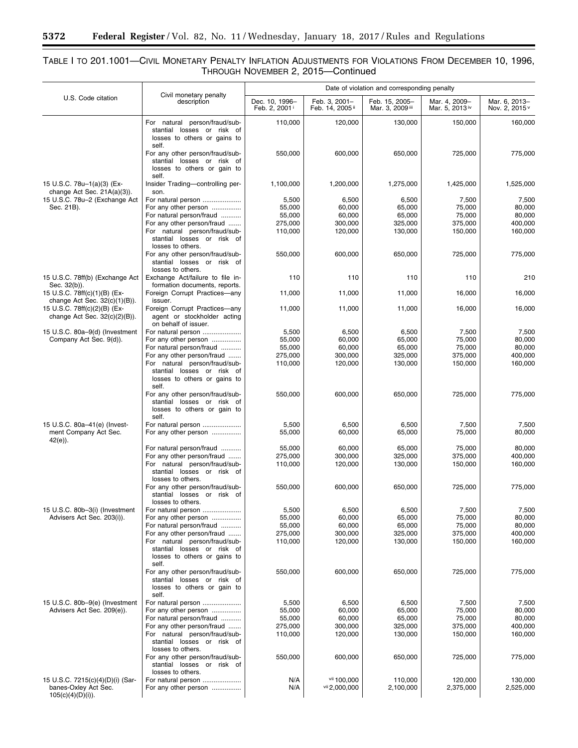# Table I to 201.1001—Civil Monetary Penalty Inflation Adjustments for Violations From December 10, 1996, Through November 2, 2015—Continued

| U.S. Code citation | Civil monetary penalty description | Date of violation and corresponding penalty | | | | |
|---|---|---|---|---|---|---|
| | | Dec. 10, 1996–Feb. 2, 2001 [i] | Feb. 3, 2001–Feb. 14, 2005 [ii] | Feb. 15, 2005–Mar. 3, 2009 [iii] | Mar. 4, 2009–Mar. 5, 2013 [iv] | Mar. 6, 2013–Nov. 2, 2015 [v] |
| | For natural person/fraud/substantial losses or risk of losses to others or gains to self. | 110,000 | 120,000 | 130,000 | 150,000 | 160,000 |
| | For any other person/fraud/substantial losses or risk of losses to others or gain to self. | 550,000 | 600,000 | 650,000 | 725,000 | 775,000 |
| 15 U.S.C. 78u–1(a)(3) (Exchange Act Sec. 21A(a)(3)). | Insider Trading—controlling person. | 1,100,000 | 1,200,000 | 1,275,000 | 1,425,000 | 1,525,000 |
| 15 U.S.C. 78u–2 (Exchange Act Sec. 21B). | For natural person | 5,500 | 6,500 | 6,500 | 7,500 | 7,500 |
| | For any other person | 55,000 | 60,000 | 65,000 | 75,000 | 80,000 |
| | For natural person/fraud | 55,000 | 60,000 | 65,000 | 75,000 | 80,000 |
| | For any other person/fraud | 275,000 | 300,000 | 325,000 | 375,000 | 400,000 |
| | For natural person/fraud/substantial losses or risk of losses to others. | 110,000 | 120,000 | 130,000 | 150,000 | 160,000 |
| | For any other person/fraud/substantial losses or risk of losses to others. | 550,000 | 600,000 | 650,000 | 725,000 | 775,000 |
| 15 U.S.C. 78ff(b) (Exchange Act Sec. 32(b)). | Exchange Act/failure to file information documents, reports. | 110 | 110 | 110 | 110 | 210 |
| 15 U.S.C. 78ff(c)(1)(B) (Exchange Act Sec. 32(c)(1)(B)). | Foreign Corrupt Practices—any issuer. | 11,000 | 11,000 | 11,000 | 16,000 | 16,000 |
| 15 U.S.C. 78ff(c)(2)(B) (Exchange Act Sec. 32(c)(2)(B)). | Foreign Corrupt Practices—any agent or stockholder acting on behalf of issuer. | 11,000 | 11,000 | 11,000 | 16,000 | 16,000 |
| 15 U.S.C. 80a–9(d) (Investment Company Act Sec. 9(d)). | For natural person | 5,500 | 6,500 | 6,500 | 7,500 | 7,500 |
| | For any other person | 55,000 | 60,000 | 65,000 | 75,000 | 80,000 |
| | For natural person/fraud | 55,000 | 60,000 | 65,000 | 75,000 | 80,000 |
| | For any other person/fraud | 275,000 | 300,000 | 325,000 | 375,000 | 400,000 |
| | For natural person/fraud/substantial losses or risk of losses to others or gains to self. | 110,000 | 120,000 | 130,000 | 150,000 | 160,000 |
| | For any other person/fraud/substantial losses or risk of losses to others or gain to self. | 550,000 | 600,000 | 650,000 | 725,000 | 775,000 |
| 15 U.S.C. 80a–41(e) (Investment Company Act Sec. 42(e)). | For natural person | 5,500 | 6,500 | 6,500 | 7,500 | 7,500 |
| | For any other person | 55,000 | 60,000 | 65,000 | 75,000 | 80,000 |
| | For natural person/fraud | 55,000 | 60,000 | 65,000 | 75,000 | 80,000 |
| | For any other person/fraud | 275,000 | 300,000 | 325,000 | 375,000 | 400,000 |
| | For natural person/fraud/substantial losses or risk of losses to others. | 110,000 | 120,000 | 130,000 | 150,000 | 160,000 |
| | For any other person/fraud/substantial losses or risk of losses to others. | 550,000 | 600,000 | 650,000 | 725,000 | 775,000 |
| 15 U.S.C. 80b–3(i) (Investment Advisers Act Sec. 203(i)). | For natural person | 5,500 | 6,500 | 6,500 | 7,500 | 7,500 |
| | For any other person | 55,000 | 60,000 | 65,000 | 75,000 | 80,000 |
| | For natural person/fraud | 55,000 | 60,000 | 65,000 | 75,000 | 80,000 |
| | For any other person/fraud | 275,000 | 300,000 | 325,000 | 375,000 | 400,000 |
| | For natural person/fraud/substantial losses or risk of losses to others or gains to self. | 110,000 | 120,000 | 130,000 | 150,000 | 160,000 |
| | For any other person/fraud/substantial losses or risk of losses to others or gain to self. | 550,000 | 600,000 | 650,000 | 725,000 | 775,000 |
| 15 U.S.C. 80b–9(e) (Investment Advisers Act Sec. 209(e)). | For natural person | 5,500 | 6,500 | 6,500 | 7,500 | 7,500 |
| | For any other person | 55,000 | 60,000 | 65,000 | 75,000 | 80,000 |
| | For natural person/fraud | 55,000 | 60,000 | 65,000 | 75,000 | 80,000 |
| | For any other person/fraud | 275,000 | 300,000 | 325,000 | 375,000 | 400,000 |
| | For natural person/fraud/substantial losses or risk of losses to others. | 110,000 | 120,000 | 130,000 | 150,000 | 160,000 |
| | For any other person/fraud/substantial losses or risk of losses to others. | 550,000 | 600,000 | 650,000 | 725,000 | 775,000 |
| 15 U.S.C. 7215(c)(4)(D)(i) (Sarbanes-Oxley Act Sec. 105(c)(4)(D)(i)). | For natural person | N/A | [vii] 100,000 | 110,000 | 120,000 | 130,000 |
| | For any other person | N/A | [vii] 2,000,000 | 2,100,000 | 2,375,000 | 2,525,000 |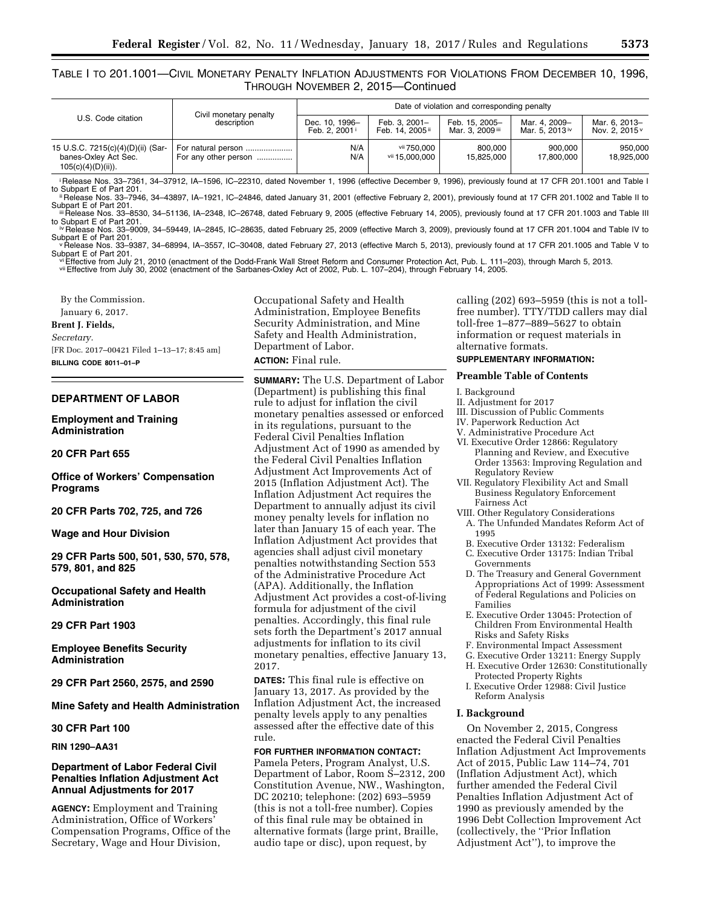TABLE I TO 201.1001—CIVIL MONETARY PENALTY INFLATION ADJUSTMENTS FOR VIOLATIONS FROM DECEMBER 10, 1996, THROUGH NOVEMBER 2, 2015—Continued

| U.S. Code citation | Civil monetary penalty description | Date of violation and corresponding penalty | | | | |
|---|---|---|---|---|---|---|
| | | Dec. 10, 1996– Feb. 2, 2001 [i] | Feb. 3, 2001– Feb. 14, 2005 [ii] | Feb. 15, 2005– Mar. 3, 2009 [iii] | Mar. 4, 2009– Mar. 5, 2013 [iv] | Mar. 6, 2013– Nov. 2, 2015 [v] |
| 15 U.S.C. 7215(c)(4)(D)(ii) (Sarbanes-Oxley Act Sec. 105(c)(4)(D)(ii)). | For natural person | N/A | [vii] 750,000 | 800,000 | 900,000 | 950,000 |
| | For any other person | N/A | [vii] 15,000,000 | 15,825,000 | 17,800,000 | 18,925,000 |

[i] Release Nos. 33–7361, 34–37912, IA–1596, IC–22310, dated November 1, 1996 (effective December 9, 1996), previously found at 17 CFR 201.1001 and Table I to Subpart E of Part 201.

[ii] Release Nos. 33–7946, 34–43897, IA–1921, IC–24846, dated January 31, 2001 (effective February 2, 2001), previously found at 17 CFR 201.1002 and Table II to Subpart E of Part 201.

[iii] Release Nos. 33–8530, 34–51136, IA–2348, IC–26748, dated February 9, 2005 (effective February 14, 2005), previously found at 17 CFR 201.1003 and Table III to Subpart E of Part 201.

[iv] Release Nos. 33–9009, 34–59449, IA–2845, IC–28635, dated February 25, 2009 (effective March 3, 2009), previously found at 17 CFR 201.1004 and Table IV to Subpart E of Part 201.

[v] Release Nos. 33–9387, 34–68994, IA–3557, IC–30408, dated February 27, 2013 (effective March 5, 2013), previously found at 17 CFR 201.1005 and Table V to Subpart E of Part 201.

[vi] Effective from July 21, 2010 (enactment of the Dodd-Frank Wall Street Reform and Consumer Protection Act, Pub. L. 111–203), through March 5, 2013.

[vii] Effective from July 30, 2002 (enactment of the Sarbanes-Oxley Act of 2002, Pub. L. 107–204), through February 14, 2005.

By the Commission.

January 6, 2017.

**Brent J. Fields,**

*Secretary.*

[FR Doc. 2017–00421 Filed 1–13–17; 8:45 am]

**BILLING CODE 8011–01–P**

## DEPARTMENT OF LABOR

### Employment and Training Administration

### 20 CFR Part 655

### Office of Workers' Compensation Programs

### 20 CFR Parts 702, 725, and 726

### Wage and Hour Division

### 29 CFR Parts 500, 501, 530, 570, 578, 579, 801, and 825

### Occupational Safety and Health Administration

### 29 CFR Part 1903

### Employee Benefits Security Administration

### 29 CFR Part 2560, 2575, and 2590

### Mine Safety and Health Administration

### 30 CFR Part 100

**RIN 1290–AA31**

### Department of Labor Federal Civil Penalties Inflation Adjustment Act Annual Adjustments for 2017

**AGENCY:** Employment and Training Administration, Office of Workers' Compensation Programs, Office of the Secretary, Wage and Hour Division, Occupational Safety and Health Administration, Employee Benefits Security Administration, and Mine Safety and Health Administration, Department of Labor.

**ACTION:** Final rule.

**SUMMARY:** The U.S. Department of Labor (Department) is publishing this final rule to adjust for inflation the civil monetary penalties assessed or enforced in its regulations, pursuant to the Federal Civil Penalties Inflation Adjustment Act of 1990 as amended by the Federal Civil Penalties Inflation Adjustment Act Improvements Act of 2015 (Inflation Adjustment Act). The Inflation Adjustment Act requires the Department to annually adjust its civil money penalty levels for inflation no later than January 15 of each year. The Inflation Adjustment Act provides that agencies shall adjust civil monetary penalties notwithstanding Section 553 of the Administrative Procedure Act (APA). Additionally, the Inflation Adjustment Act provides a cost-of-living formula for adjustment of the civil penalties. Accordingly, this final rule sets forth the Department's 2017 annual adjustments for inflation to its civil monetary penalties, effective January 13, 2017.

**DATES:** This final rule is effective on January 13, 2017. As provided by the Inflation Adjustment Act, the increased penalty levels apply to any penalties assessed after the effective date of this rule.

**FOR FURTHER INFORMATION CONTACT:** Pamela Peters, Program Analyst, U.S. Department of Labor, Room S–2312, 200 Constitution Avenue, NW., Washington, DC 20210; telephone: (202) 693–5959 (this is not a toll-free number). Copies of this final rule may be obtained in alternative formats (large print, Braille, audio tape or disc), upon request, by calling (202) 693–5959 (this is not a toll-free number). TTY/TDD callers may dial toll-free 1–877–889–5627 to obtain information or request materials in alternative formats.

**SUPPLEMENTARY INFORMATION:**

#### Preamble Table of Contents

- I. Background
- II. Adjustment for 2017
- III. Discussion of Public Comments
- IV. Paperwork Reduction Act
- V. Administrative Procedure Act
- VI. Executive Order 12866: Regulatory Planning and Review, and Executive Order 13563: Improving Regulation and Regulatory Review
- VII. Regulatory Flexibility Act and Small Business Regulatory Enforcement Fairness Act
- VIII. Other Regulatory Considerations
  - A. The Unfunded Mandates Reform Act of 1995
  - B. Executive Order 13132: Federalism
  - C. Executive Order 13175: Indian Tribal Governments
  - D. The Treasury and General Government Appropriations Act of 1999: Assessment of Federal Regulations and Policies on Families
  - E. Executive Order 13045: Protection of Children From Environmental Health Risks and Safety Risks
  - F. Environmental Impact Assessment
  - G. Executive Order 13211: Energy Supply
  - H. Executive Order 12630: Constitutionally Protected Property Rights
  - I. Executive Order 12988: Civil Justice Reform Analysis

#### I. Background

On November 2, 2015, Congress enacted the Federal Civil Penalties Inflation Adjustment Act Improvements Act of 2015, Public Law 114–74, 701 (Inflation Adjustment Act), which further amended the Federal Civil Penalties Inflation Adjustment Act of 1990 as previously amended by the 1996 Debt Collection Improvement Act (collectively, the ''Prior Inflation Adjustment Act''), to improve the